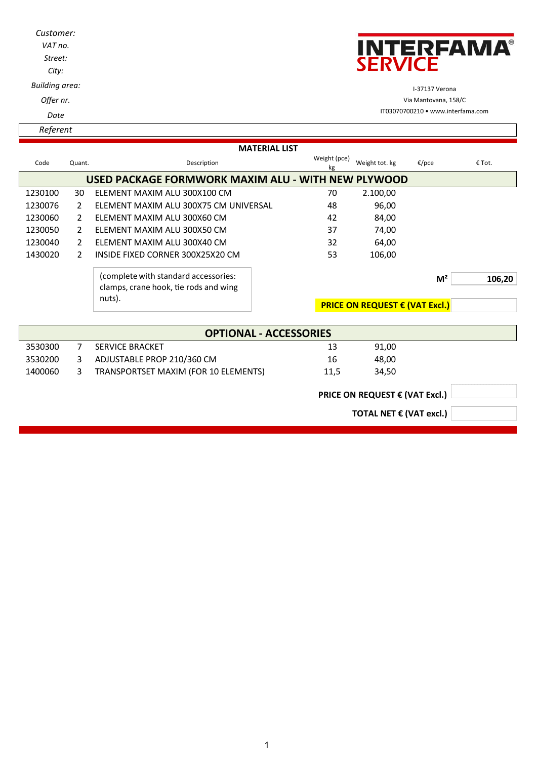Customer:
VAT no.
Street:
City:
Building area:
Offer nr.
Date
Referent

**INTERFAMA SERVICE**

I-37137 Verona
Via Mantovana, 158/C
IT03070700210 • www.interfama.com

## MATERIAL LIST

| Code | Quant. | Description | Weight (pce) kg | Weight tot. kg | €/pce | € Tot. |
|---|---|---|---|---|---|---|
| **USED PACKAGE FORMWORK MAXIM ALU - WITH NEW PLYWOOD** | | | | | | |
| 1230100 | 30 | ELEMENT MAXIM ALU 300X100 CM | 70 | 2.100,00 | | |
| 1230076 | 2 | ELEMENT MAXIM ALU 300X75 CM UNIVERSAL | 48 | 96,00 | | |
| 1230060 | 2 | ELEMENT MAXIM ALU 300X60 CM | 42 | 84,00 | | |
| 1230050 | 2 | ELEMENT MAXIM ALU 300X50 CM | 37 | 74,00 | | |
| 1230040 | 2 | ELEMENT MAXIM ALU 300X40 CM | 32 | 64,00 | | |
| 1430020 | 2 | INSIDE FIXED CORNER 300X25X20 CM | 53 | 106,00 | | |

(complete with standard accessories: clamps, crane hook, tie rods and wing nuts).

**M²** **106,20**

**PRICE ON REQUEST € (VAT Excl.)**

## OPTIONAL - ACCESSORIES

| Code | Quant. | Description | Weight (pce) kg | Weight tot. kg | €/pce | € Tot. |
|---|---|---|---|---|---|---|
| 3530300 | 7 | SERVICE BRACKET | 13 | 91,00 | | |
| 3530200 | 3 | ADJUSTABLE PROP 210/360 CM | 16 | 48,00 | | |
| 1400060 | 3 | TRANSPORTSET MAXIM (FOR 10 ELEMENTS) | 11,5 | 34,50 | | |

**PRICE ON REQUEST € (VAT Excl.)**

**TOTAL NET € (VAT excl.)**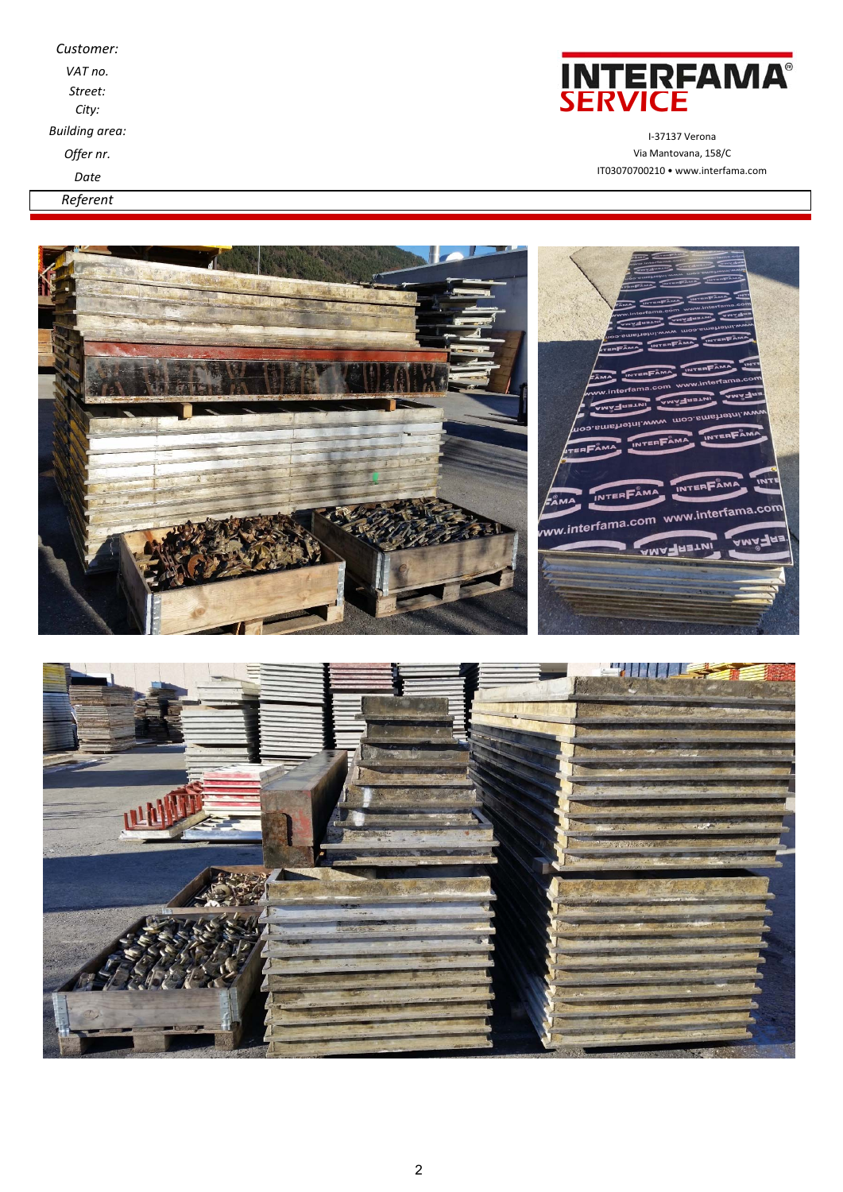Customer:

VAT no.

Street:

City:

Building area:

Offer nr.

Date

Referent

**INTERFAMA® SERVICE**

I-37137 Verona

Via Mantovana, 158/C

IT03070700210 • www.interfama.com